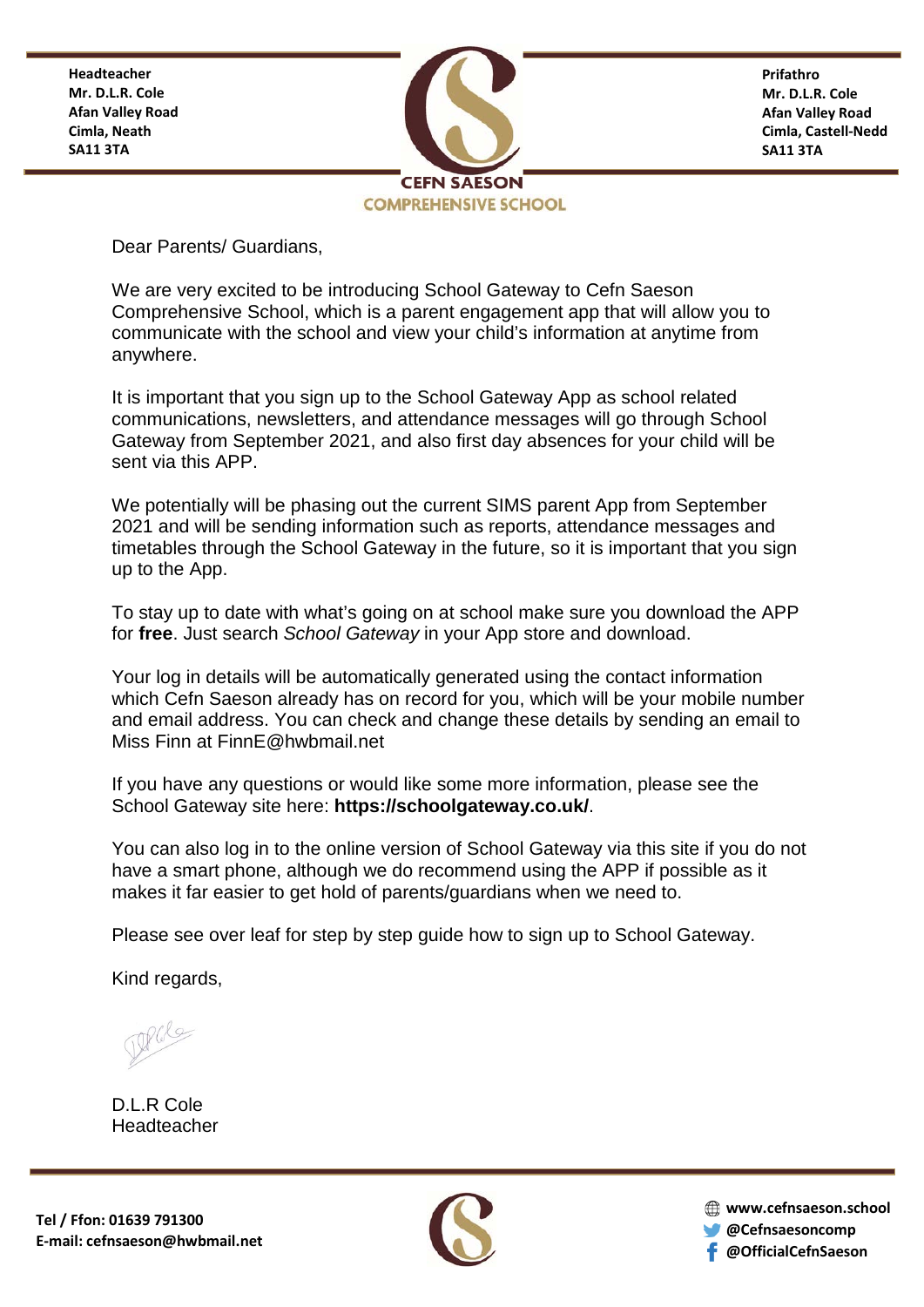**Headteacher**
**Mr. D.L.R. Cole**
**Afan Valley Road**
**Cimla, Neath**
**SA11 3TA**

**Prifathro**
**Mr. D.L.R. Cole**
**Afan Valley Road**
**Cimla, Castell-Nedd**
**SA11 3TA**

**CEFN SAESON**
**COMPREHENSIVE SCHOOL**

Dear Parents/ Guardians,

We are very excited to be introducing School Gateway to Cefn Saeson Comprehensive School, which is a parent engagement app that will allow you to communicate with the school and view your child's information at anytime from anywhere.

It is important that you sign up to the School Gateway App as school related communications, newsletters, and attendance messages will go through School Gateway from September 2021, and also first day absences for your child will be sent via this APP.

We potentially will be phasing out the current SIMS parent App from September 2021 and will be sending information such as reports, attendance messages and timetables through the School Gateway in the future, so it is important that you sign up to the App.

To stay up to date with what's going on at school make sure you download the APP for **free**. Just search *School Gateway* in your App store and download.

Your log in details will be automatically generated using the contact information which Cefn Saeson already has on record for you, which will be your mobile number and email address. You can check and change these details by sending an email to Miss Finn at FinnE@hwbmail.net

If you have any questions or would like some more information, please see the School Gateway site here: **https://schoolgateway.co.uk/**.

You can also log in to the online version of School Gateway via this site if you do not have a smart phone, although we do recommend using the APP if possible as it makes it far easier to get hold of parents/guardians when we need to.

Please see over leaf for step by step guide how to sign up to School Gateway.

Kind regards,

D.L.R Cole
Headteacher

**Tel / Ffon: 01639 791300**
**E-mail: cefnsaeson@hwbmail.net**

**www.cefnsaeson.school**
**@Cefnsaesoncomp**
**@OfficialCefnSaeson**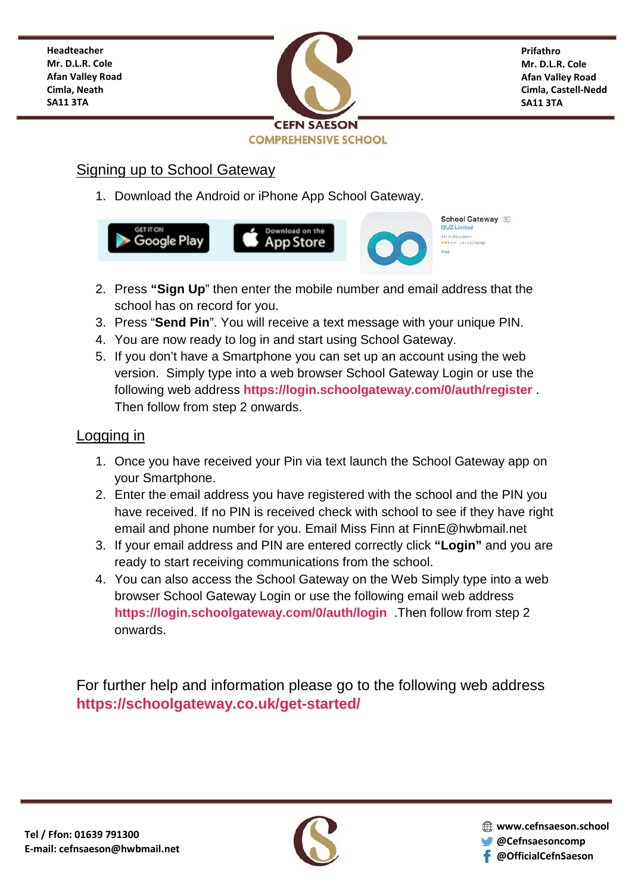Headteacher
Mr. D.L.R. Cole
Afan Valley Road
Cimla, Neath
SA11 3TA

Prifathro
Mr. D.L.R. Cole
Afan Valley Road
Cimla, Castell-Nedd
SA11 3TA

CEFN SAESON
COMPREHENSIVE SCHOOL

## Signing up to School Gateway

1. Download the Android or iPhone App School Gateway.

GET IT ON Google Play | Download on the App Store | School Gateway ISUZ Limited Free

2. Press **"Sign Up"** then enter the mobile number and email address that the school has on record for you.
3. Press "**Send Pin**". You will receive a text message with your unique PIN.
4. You are now ready to log in and start using School Gateway.
5. If you don't have a Smartphone you can set up an account using the web version. Simply type into a web browser School Gateway Login or use the following web address **https://login.schoolgateway.com/0/auth/register** . Then follow from step 2 onwards.

## Logging in

1. Once you have received your Pin via text launch the School Gateway app on your Smartphone.
2. Enter the email address you have registered with the school and the PIN you have received. If no PIN is received check with school to see if they have right email and phone number for you. Email Miss Finn at FinnE@hwbmail.net
3. If your email address and PIN are entered correctly click **"Login"** and you are ready to start receiving communications from the school.
4. You can also access the School Gateway on the Web Simply type into a web browser School Gateway Login or use the following email web address **https://login.schoolgateway.com/0/auth/login** .Then follow from step 2 onwards.

For further help and information please go to the following web address **https://schoolgateway.co.uk/get-started/**

Tel / Ffon: 01639 791300
E-mail: cefnsaeson@hwbmail.net

www.cefnsaeson.school
@Cefnsaesoncomp
@OfficialCefnSaeson